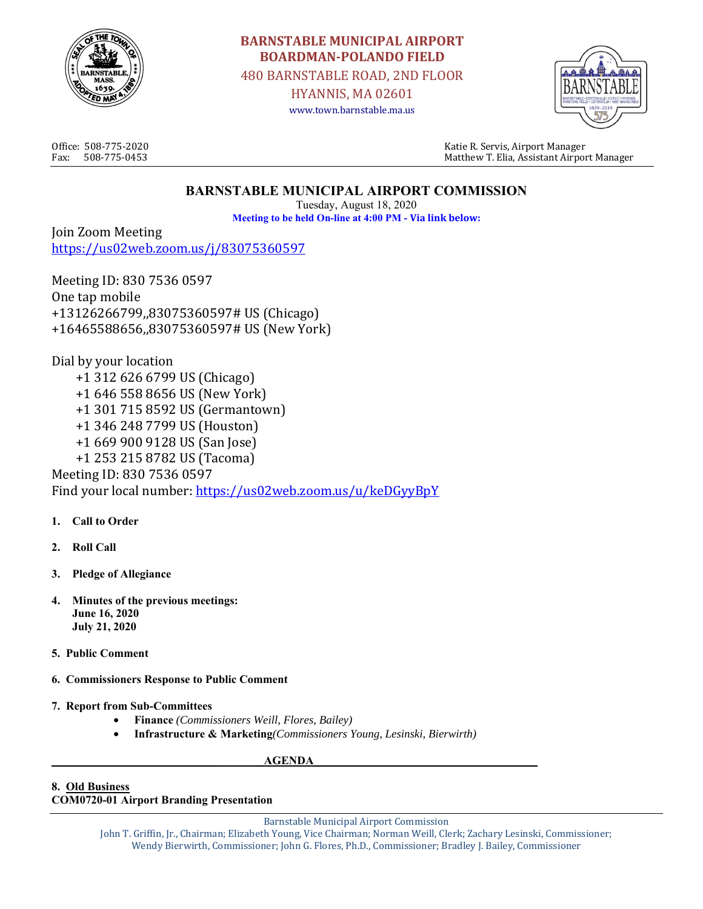# BARNSTABLE MUNICIPAL AIRPORT
## BOARDMAN-POLANDO FIELD

480 BARNSTABLE ROAD, 2ND FLOOR
HYANNIS, MA 02601
www.town.barnstable.ma.us

Office: 508-775-2020
Fax: 508-775-0453

Katie R. Servis, Airport Manager
Matthew T. Elia, Assistant Airport Manager

## BARNSTABLE MUNICIPAL AIRPORT COMMISSION

Tuesday, August 18, 2020

**Meeting to be held On-line at 4:00 PM - Via link below:**

Join Zoom Meeting
https://us02web.zoom.us/j/83075360597

Meeting ID: 830 7536 0597
One tap mobile
+13126266799,,83075360597# US (Chicago)
+16465588656,,83075360597# US (New York)

Dial by your location
- +1 312 626 6799 US (Chicago)
- +1 646 558 8656 US (New York)
- +1 301 715 8592 US (Germantown)
- +1 346 248 7799 US (Houston)
- +1 669 900 9128 US (San Jose)
- +1 253 215 8782 US (Tacoma)

Meeting ID: 830 7536 0597
Find your local number: https://us02web.zoom.us/u/keDGyyBpY

1. **Call to Order**
2. **Roll Call**
3. **Pledge of Allegiance**
4. **Minutes of the previous meetings:**
   **June 16, 2020**
   **July 21, 2020**
5. **Public Comment**
6. **Commissioners Response to Public Comment**
7. **Report from Sub-Committees**
   - **Finance** *(Commissioners Weill, Flores, Bailey)*
   - **Infrastructure & Marketing** *(Commissioners Young, Lesinski, Bierwirth)*

## AGENDA

**8. Old Business**
**COM0720-01 Airport Branding Presentation**

Barnstable Municipal Airport Commission
John T. Griffin, Jr., Chairman; Elizabeth Young, Vice Chairman; Norman Weill, Clerk; Zachary Lesinski, Commissioner; Wendy Bierwirth, Commissioner; John G. Flores, Ph.D., Commissioner; Bradley J. Bailey, Commissioner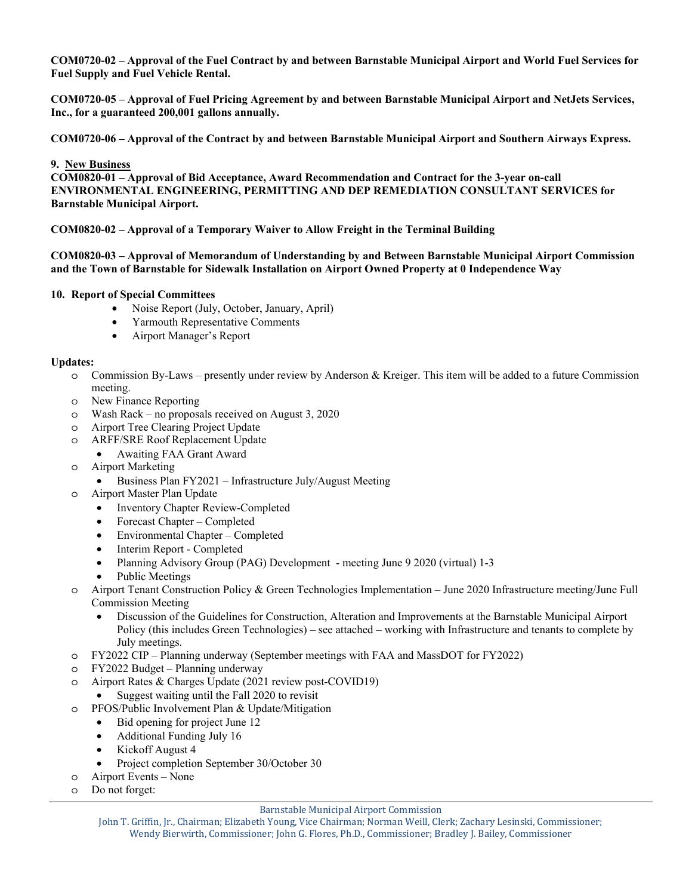**COM0720-02 – Approval of the Fuel Contract by and between Barnstable Municipal Airport and World Fuel Services for Fuel Supply and Fuel Vehicle Rental.**

**COM0720-05 – Approval of Fuel Pricing Agreement by and between Barnstable Municipal Airport and NetJets Services, Inc., for a guaranteed 200,001 gallons annually.**

**COM0720-06 – Approval of the Contract by and between Barnstable Municipal Airport and Southern Airways Express.**

**9. New Business**

**COM0820-01 – Approval of Bid Acceptance, Award Recommendation and Contract for the 3-year on-call ENVIRONMENTAL ENGINEERING, PERMITTING AND DEP REMEDIATION CONSULTANT SERVICES for Barnstable Municipal Airport.**

**COM0820-02 – Approval of a Temporary Waiver to Allow Freight in the Terminal Building**

**COM0820-03 – Approval of Memorandum of Understanding by and Between Barnstable Municipal Airport Commission and the Town of Barnstable for Sidewalk Installation on Airport Owned Property at 0 Independence Way**

**10. Report of Special Committees**

- Noise Report (July, October, January, April)
- Yarmouth Representative Comments
- Airport Manager's Report

**Updates:**

- Commission By-Laws – presently under review by Anderson & Kreiger. This item will be added to a future Commission meeting.
- New Finance Reporting
- Wash Rack – no proposals received on August 3, 2020
- Airport Tree Clearing Project Update
- ARFF/SRE Roof Replacement Update
  - Awaiting FAA Grant Award
- Airport Marketing
  - Business Plan FY2021 – Infrastructure July/August Meeting
- Airport Master Plan Update
  - Inventory Chapter Review-Completed
  - Forecast Chapter – Completed
  - Environmental Chapter – Completed
  - Interim Report - Completed
  - Planning Advisory Group (PAG) Development - meeting June 9 2020 (virtual) 1-3
  - Public Meetings
- Airport Tenant Construction Policy & Green Technologies Implementation – June 2020 Infrastructure meeting/June Full Commission Meeting
  - Discussion of the Guidelines for Construction, Alteration and Improvements at the Barnstable Municipal Airport Policy (this includes Green Technologies) – see attached – working with Infrastructure and tenants to complete by July meetings.
- FY2022 CIP – Planning underway (September meetings with FAA and MassDOT for FY2022)
- FY2022 Budget – Planning underway
- Airport Rates & Charges Update (2021 review post-COVID19)
  - Suggest waiting until the Fall 2020 to revisit
- PFOS/Public Involvement Plan & Update/Mitigation
  - Bid opening for project June 12
  - Additional Funding July 16
  - Kickoff August 4
  - Project completion September 30/October 30
- Airport Events – None
- Do not forget: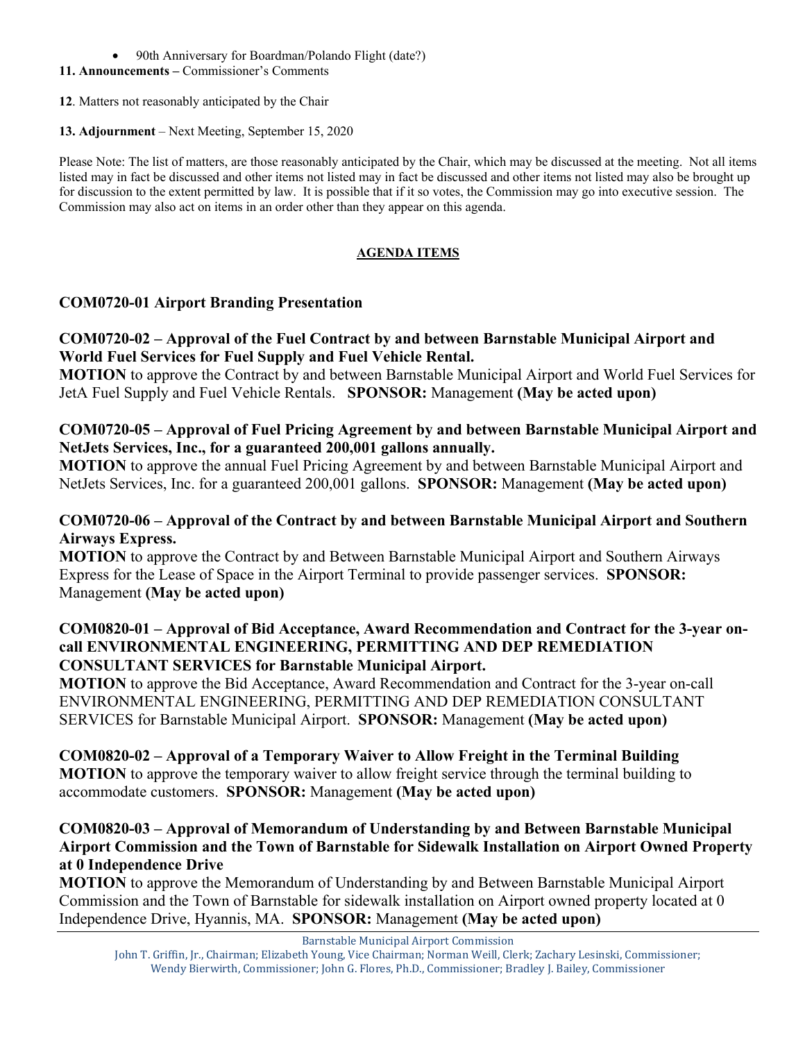- 90th Anniversary for Boardman/Polando Flight (date?)

**11. Announcements –** Commissioner's Comments

**12**. Matters not reasonably anticipated by the Chair

**13. Adjournment** – Next Meeting, September 15, 2020

Please Note: The list of matters, are those reasonably anticipated by the Chair, which may be discussed at the meeting. Not all items listed may in fact be discussed and other items not listed may in fact be discussed and other items not listed may also be brought up for discussion to the extent permitted by law. It is possible that if it so votes, the Commission may go into executive session. The Commission may also act on items in an order other than they appear on this agenda.

## AGENDA ITEMS

### COM0720-01 Airport Branding Presentation

### COM0720-02 – Approval of the Fuel Contract by and between Barnstable Municipal Airport and World Fuel Services for Fuel Supply and Fuel Vehicle Rental.

**MOTION** to approve the Contract by and between Barnstable Municipal Airport and World Fuel Services for JetA Fuel Supply and Fuel Vehicle Rentals. **SPONSOR:** Management **(May be acted upon)**

### COM0720-05 – Approval of Fuel Pricing Agreement by and between Barnstable Municipal Airport and NetJets Services, Inc., for a guaranteed 200,001 gallons annually.

**MOTION** to approve the annual Fuel Pricing Agreement by and between Barnstable Municipal Airport and NetJets Services, Inc. for a guaranteed 200,001 gallons. **SPONSOR:** Management **(May be acted upon)**

### COM0720-06 – Approval of the Contract by and between Barnstable Municipal Airport and Southern Airways Express.

**MOTION** to approve the Contract by and Between Barnstable Municipal Airport and Southern Airways Express for the Lease of Space in the Airport Terminal to provide passenger services. **SPONSOR:** Management **(May be acted upon)**

### COM0820-01 – Approval of Bid Acceptance, Award Recommendation and Contract for the 3-year on-call ENVIRONMENTAL ENGINEERING, PERMITTING AND DEP REMEDIATION CONSULTANT SERVICES for Barnstable Municipal Airport.

**MOTION** to approve the Bid Acceptance, Award Recommendation and Contract for the 3-year on-call ENVIRONMENTAL ENGINEERING, PERMITTING AND DEP REMEDIATION CONSULTANT SERVICES for Barnstable Municipal Airport. **SPONSOR:** Management **(May be acted upon)**

### COM0820-02 – Approval of a Temporary Waiver to Allow Freight in the Terminal Building

**MOTION** to approve the temporary waiver to allow freight service through the terminal building to accommodate customers. **SPONSOR:** Management **(May be acted upon)**

### COM0820-03 – Approval of Memorandum of Understanding by and Between Barnstable Municipal Airport Commission and the Town of Barnstable for Sidewalk Installation on Airport Owned Property at 0 Independence Drive

**MOTION** to approve the Memorandum of Understanding by and Between Barnstable Municipal Airport Commission and the Town of Barnstable for sidewalk installation on Airport owned property located at 0 Independence Drive, Hyannis, MA. **SPONSOR:** Management **(May be acted upon)**